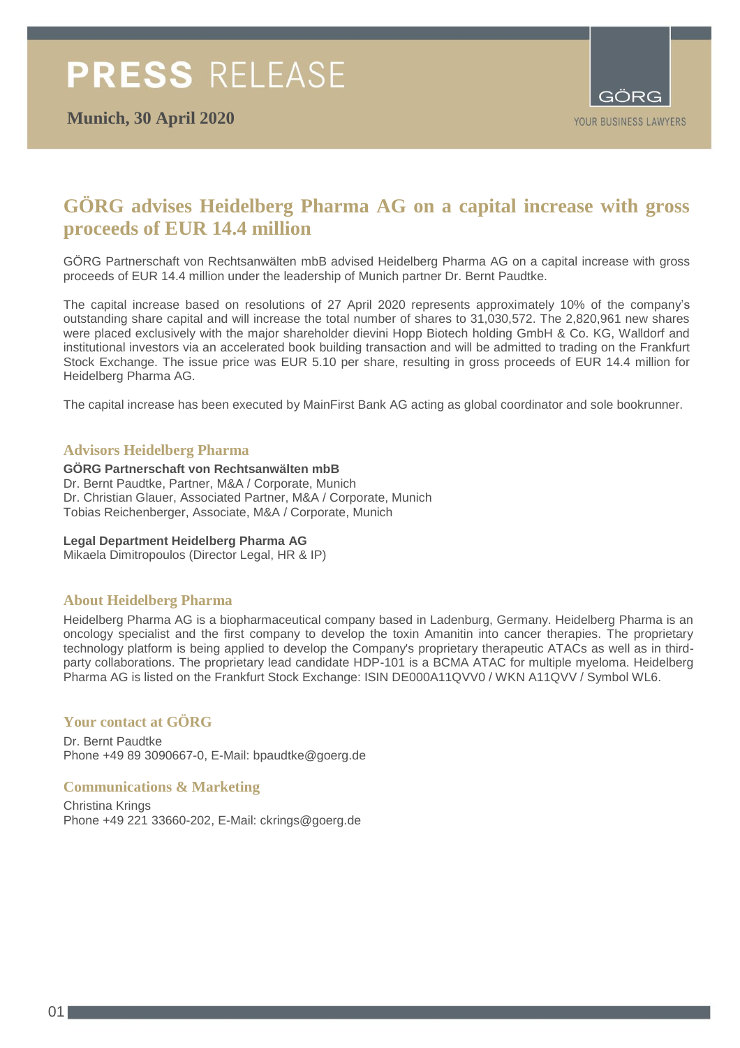# PRESS RELEASE

**Munich, 30 April 2020**

GÖRG

YOUR BUSINESS LAWYERS

## GÖRG advises Heidelberg Pharma AG on a capital increase with gross proceeds of EUR 14.4 million

GÖRG Partnerschaft von Rechtsanwälten mbB advised Heidelberg Pharma AG on a capital increase with gross proceeds of EUR 14.4 million under the leadership of Munich partner Dr. Bernt Paudtke.

The capital increase based on resolutions of 27 April 2020 represents approximately 10% of the company's outstanding share capital and will increase the total number of shares to 31,030,572. The 2,820,961 new shares were placed exclusively with the major shareholder dievini Hopp Biotech holding GmbH & Co. KG, Walldorf and institutional investors via an accelerated book building transaction and will be admitted to trading on the Frankfurt Stock Exchange. The issue price was EUR 5.10 per share, resulting in gross proceeds of EUR 14.4 million for Heidelberg Pharma AG.

The capital increase has been executed by MainFirst Bank AG acting as global coordinator and sole bookrunner.

### Advisors Heidelberg Pharma

**GÖRG Partnerschaft von Rechtsanwälten mbB**
Dr. Bernt Paudtke, Partner, M&A / Corporate, Munich
Dr. Christian Glauer, Associated Partner, M&A / Corporate, Munich
Tobias Reichenberger, Associate, M&A / Corporate, Munich

**Legal Department Heidelberg Pharma AG**
Mikaela Dimitropoulos (Director Legal, HR & IP)

### About Heidelberg Pharma

Heidelberg Pharma AG is a biopharmaceutical company based in Ladenburg, Germany. Heidelberg Pharma is an oncology specialist and the first company to develop the toxin Amanitin into cancer therapies. The proprietary technology platform is being applied to develop the Company's proprietary therapeutic ATACs as well as in third-party collaborations. The proprietary lead candidate HDP-101 is a BCMA ATAC for multiple myeloma. Heidelberg Pharma AG is listed on the Frankfurt Stock Exchange: ISIN DE000A11QVV0 / WKN A11QVV / Symbol WL6.

### Your contact at GÖRG

Dr. Bernt Paudtke
Phone +49 89 3090667-0, E-Mail: bpaudtke@goerg.de

### Communications & Marketing

Christina Krings
Phone +49 221 33660-202, E-Mail: ckrings@goerg.de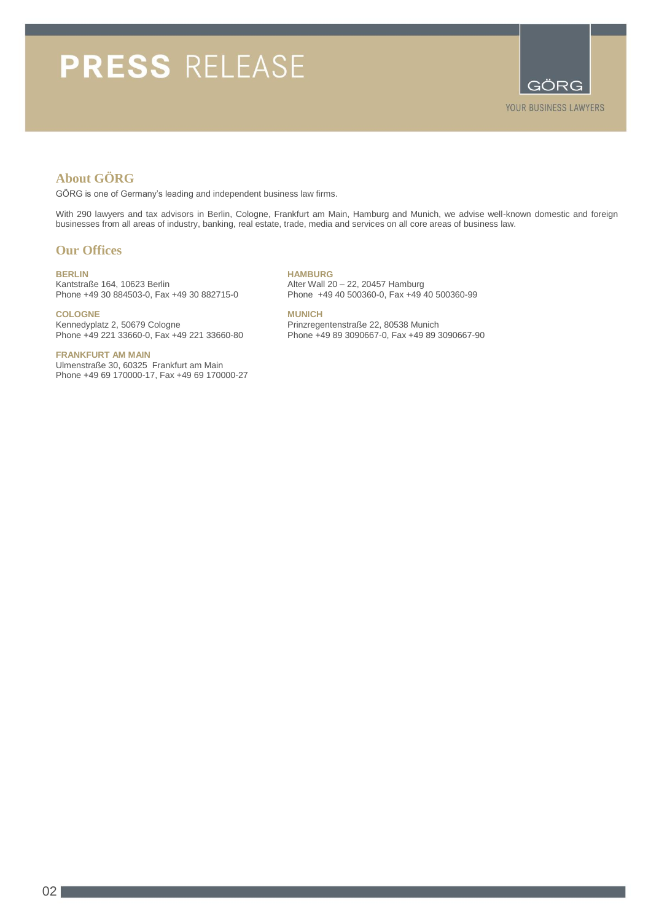# PRESS RELEASE

GÖRG

YOUR BUSINESS LAWYERS

## About GÖRG

GÖRG is one of Germany's leading and independent business law firms.

With 290 lawyers and tax advisors in Berlin, Cologne, Frankfurt am Main, Hamburg and Munich, we advise well-known domestic and foreign businesses from all areas of industry, banking, real estate, trade, media and services on all core areas of business law.

## Our Offices

**BERLIN**
Kantstraße 164, 10623 Berlin
Phone +49 30 884503-0, Fax +49 30 882715-0

**COLOGNE**
Kennedyplatz 2, 50679 Cologne
Phone +49 221 33660-0, Fax +49 221 33660-80

**FRANKFURT AM MAIN**
Ulmenstraße 30, 60325 Frankfurt am Main
Phone +49 69 170000-17, Fax +49 69 170000-27

**HAMBURG**
Alter Wall 20 – 22, 20457 Hamburg
Phone +49 40 500360-0, Fax +49 40 500360-99

**MUNICH**
Prinzregentenstraße 22, 80538 Munich
Phone +49 89 3090667-0, Fax +49 89 3090667-90